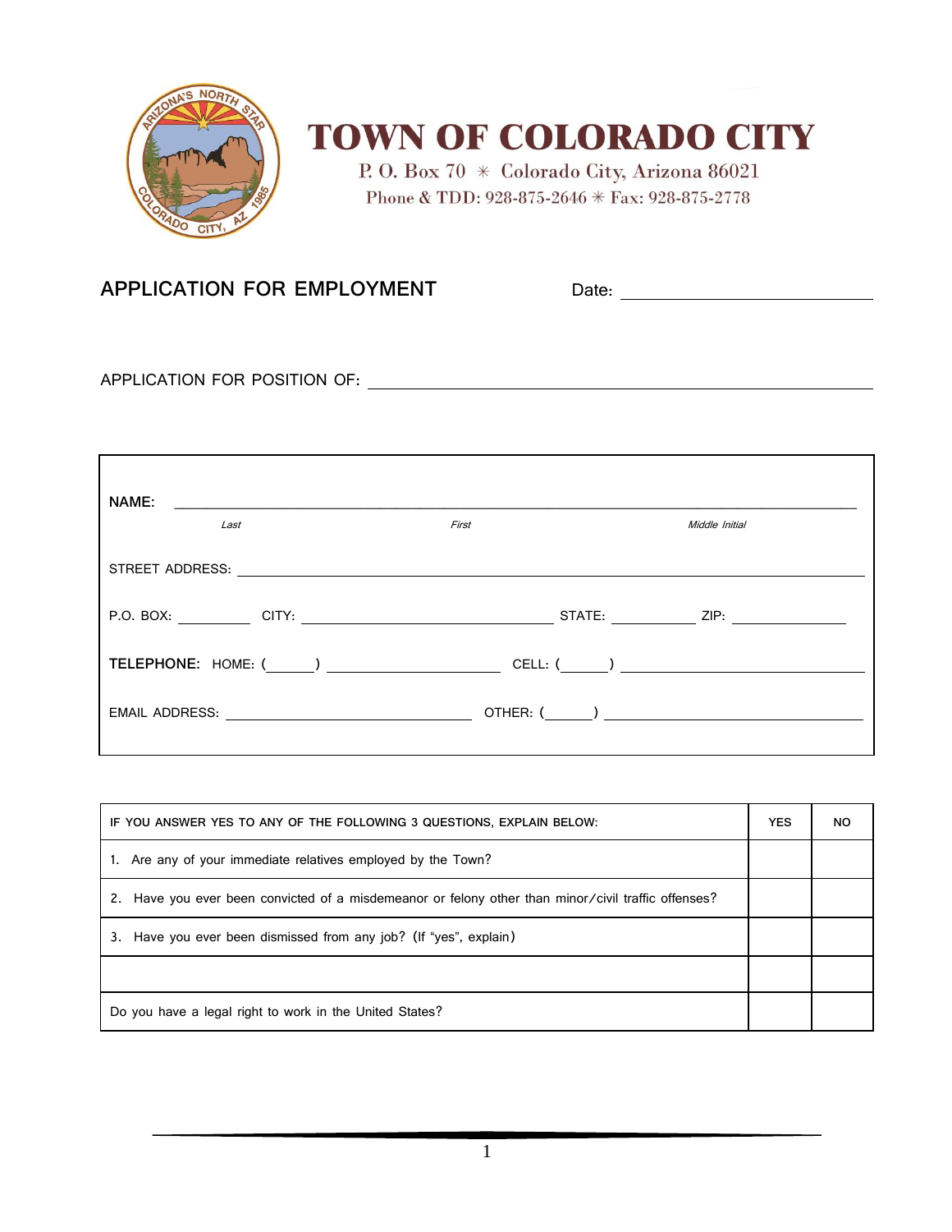# TOWN OF COLORADO CITY

P. O. Box 70 ✳ Colorado City, Arizona 86021

Phone & TDD: 928-875-2646 ✳ Fax: 928-875-2778

## APPLICATION FOR EMPLOYMENT

Date: ______________________________

APPLICATION FOR POSITION OF: ____________________________________________________________

**NAME:** ____________________________________________________________________________

*Last* *First* *Middle Initial*

STREET ADDRESS: ______________________________________________________________________

P.O. BOX: _________ CITY: ______________________________ STATE: __________ ZIP: ______________

**TELEPHONE:** HOME: (______) ______________________ CELL: (______) ______________________________

EMAIL ADDRESS: ______________________________ OTHER: (______) ______________________________

| IF YOU ANSWER YES TO ANY OF THE FOLLOWING 3 QUESTIONS, EXPLAIN BELOW: | YES | NO |
|---|---|---|
| 1. Are any of your immediate relatives employed by the Town? | | |
| 2. Have you ever been convicted of a misdemeanor or felony other than minor/civil traffic offenses? | | |
| 3. Have you ever been dismissed from any job? (If “yes”, explain) | | |
| | | |
| Do you have a legal right to work in the United States? | | |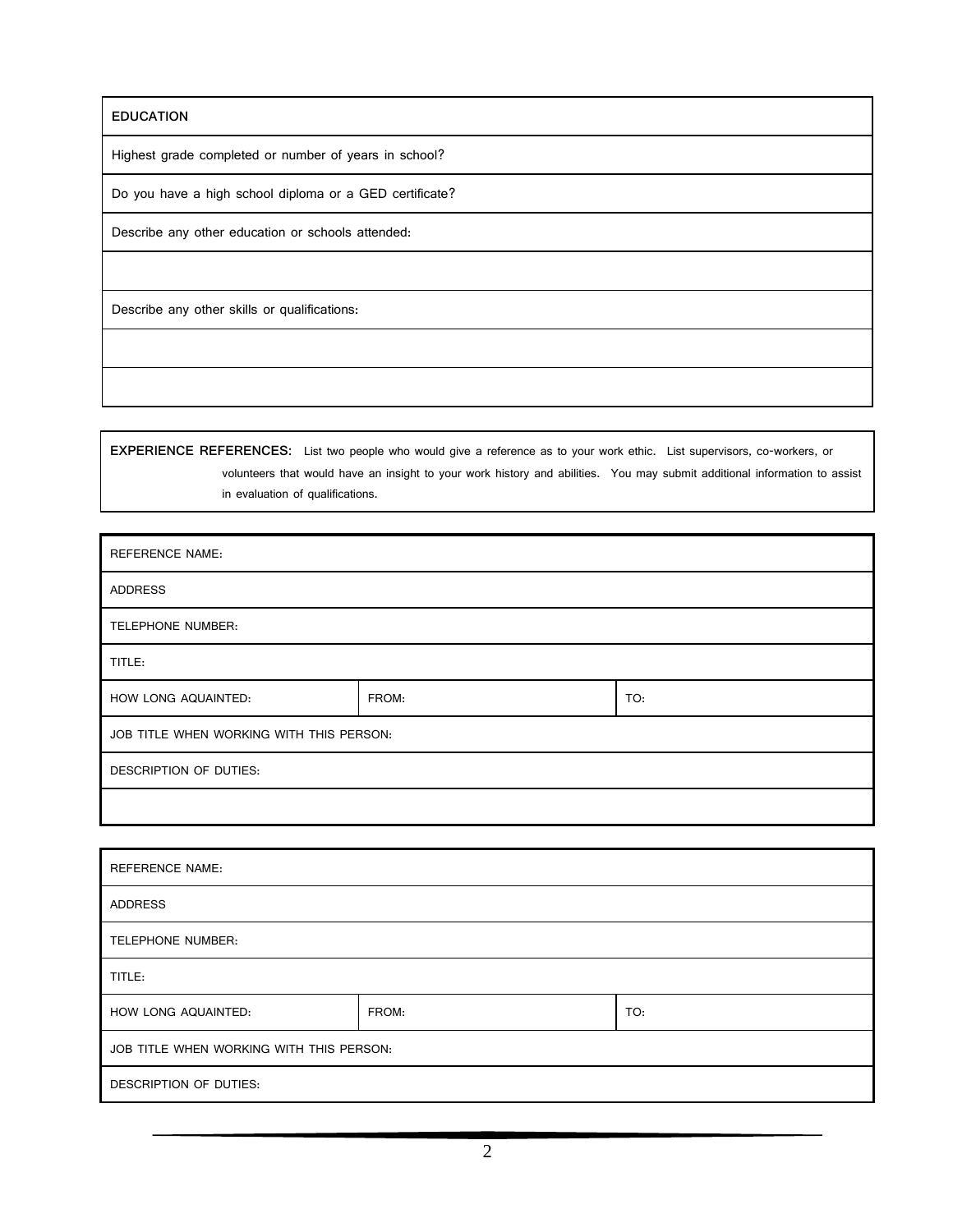| EDUCATION |
|---|
| Highest grade completed or number of years in school? |
| Do you have a high school diploma or a GED certificate? |
| Describe any other education or schools attended: |
| |
| Describe any other skills or qualifications: |
| |
| |

**EXPERIENCE REFERENCES:** List two people who would give a reference as to your work ethic. List supervisors, co-workers, or volunteers that would have an insight to your work history and abilities. You may submit additional information to assist in evaluation of qualifications.

| REFERENCE NAME: | | |
|---|---|---|
| ADDRESS | | |
| TELEPHONE NUMBER: | | |
| TITLE: | | |
| HOW LONG AQUAINTED: | FROM: | TO: |
| JOB TITLE WHEN WORKING WITH THIS PERSON: | | |
| DESCRIPTION OF DUTIES: | | |
| | | |

| REFERENCE NAME: | | |
|---|---|---|
| ADDRESS | | |
| TELEPHONE NUMBER: | | |
| TITLE: | | |
| HOW LONG AQUAINTED: | FROM: | TO: |
| JOB TITLE WHEN WORKING WITH THIS PERSON: | | |
| DESCRIPTION OF DUTIES: | | |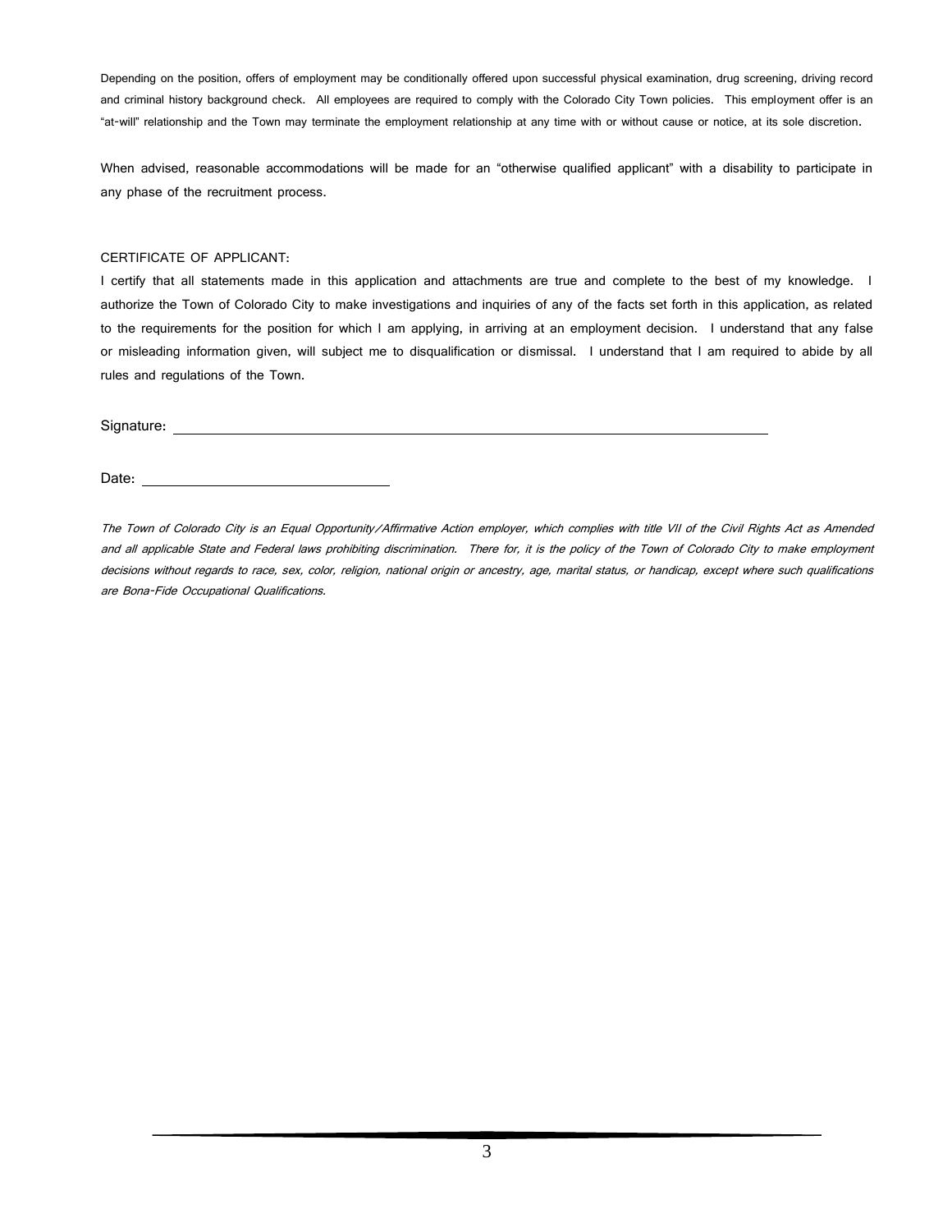Depending on the position, offers of employment may be conditionally offered upon successful physical examination, drug screening, driving record and criminal history background check. All employees are required to comply with the Colorado City Town policies. This employment offer is an "at-will" relationship and the Town may terminate the employment relationship at any time with or without cause or notice, at its sole discretion.

When advised, reasonable accommodations will be made for an "otherwise qualified applicant" with a disability to participate in any phase of the recruitment process.

CERTIFICATE OF APPLICANT:

I certify that all statements made in this application and attachments are true and complete to the best of my knowledge. I authorize the Town of Colorado City to make investigations and inquiries of any of the facts set forth in this application, as related to the requirements for the position for which I am applying, in arriving at an employment decision. I understand that any false or misleading information given, will subject me to disqualification or dismissal. I understand that I am required to abide by all rules and regulations of the Town.

Signature: ______________________________________________

Date: ____________________

*The Town of Colorado City is an Equal Opportunity/Affirmative Action employer, which complies with title VII of the Civil Rights Act as Amended and all applicable State and Federal laws prohibiting discrimination. There for, it is the policy of the Town of Colorado City to make employment decisions without regards to race, sex, color, religion, national origin or ancestry, age, marital status, or handicap, except where such qualifications are Bona-Fide Occupational Qualifications.*